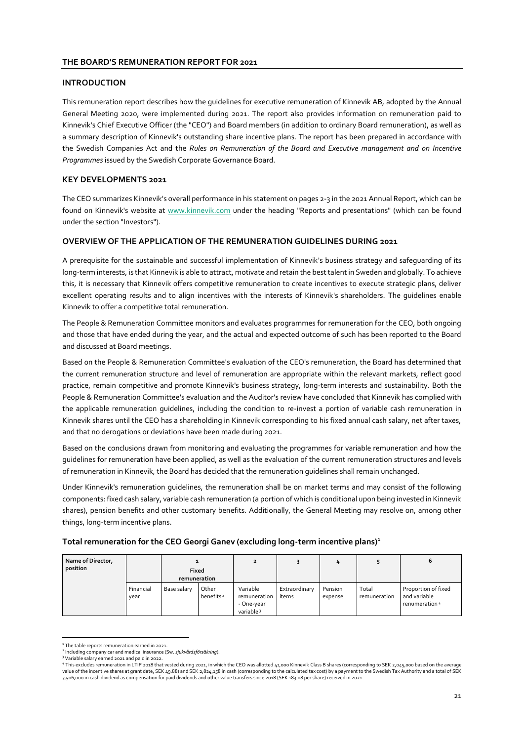## THE BOARD'S REMUNERATION REPORT FOR 2021

### INTRODUCTION

This remuneration report describes how the guidelines for executive remuneration of Kinnevik AB, adopted by the Annual General Meeting 2020, were implemented during 2021. The report also provides information on remuneration paid to Kinnevik's Chief Executive Officer (the "CEO") and Board members (in addition to ordinary Board remuneration), as well as a summary description of Kinnevik's outstanding share incentive plans. The report has been prepared in accordance with the Swedish Companies Act and the *Rules on Remuneration of the Board and Executive management and on Incentive Programmes* issued by the Swedish Corporate Governance Board.

### KEY DEVELOPMENTS 2021

The CEO summarizes Kinnevik's overall performance in his statement on pages 2-3 in the 2021 Annual Report, which can be found on Kinnevik's website at www.kinnevik.com under the heading "Reports and presentations" (which can be found under the section "Investors").

### OVERVIEW OF THE APPLICATION OF THE REMUNERATION GUIDELINES DURING 2021

A prerequisite for the sustainable and successful implementation of Kinnevik's business strategy and safeguarding of its long-term interests, is that Kinnevik is able to attract, motivate and retain the best talent in Sweden and globally. To achieve this, it is necessary that Kinnevik offers competitive remuneration to create incentives to execute strategic plans, deliver excellent operating results and to align incentives with the interests of Kinnevik's shareholders. The guidelines enable Kinnevik to offer a competitive total remuneration.

The People & Remuneration Committee monitors and evaluates programmes for remuneration for the CEO, both ongoing and those that have ended during the year, and the actual and expected outcome of such has been reported to the Board and discussed at Board meetings.

Based on the People & Remuneration Committee's evaluation of the CEO's remuneration, the Board has determined that the current remuneration structure and level of remuneration are appropriate within the relevant markets, reflect good practice, remain competitive and promote Kinnevik's business strategy, long-term interests and sustainability. Both the People & Remuneration Committee's evaluation and the Auditor's review have concluded that Kinnevik has complied with the applicable remuneration guidelines, including the condition to re-invest a portion of variable cash remuneration in Kinnevik shares until the CEO has a shareholding in Kinnevik corresponding to his fixed annual cash salary, net after taxes, and that no derogations or deviations have been made during 2021.

Based on the conclusions drawn from monitoring and evaluating the programmes for variable remuneration and how the guidelines for remuneration have been applied, as well as the evaluation of the current remuneration structures and levels of remuneration in Kinnevik, the Board has decided that the remuneration guidelines shall remain unchanged.

Under Kinnevik's remuneration guidelines, the remuneration shall be on market terms and may consist of the following components: fixed cash salary, variable cash remuneration (a portion of which is conditional upon being invested in Kinnevik shares), pension benefits and other customary benefits. Additionally, the General Meeting may resolve on, among other things, long-term incentive plans.

### Total remuneration for the CEO Georgi Ganev (excluding long-term incentive plans)[1]

| Name of Director, position | | 1 Fixed remuneration | | 2 | 3 | 4 | 5 | 6 |
|---|---|---|---|---|---|---|---|---|
| | Financial year | Base salary | Other benefits[2] | Variable remuneration - One-year variable[3] | Extraordinary items | Pension expense | Total remuneration | Proportion of fixed and variable remuneration[4] |

[1] The table reports remuneration earned in 2021.

[2] Including company car and medical insurance (Sw. *sjukvårdsförsäkring*).

[3] Variable salary earned 2021 and paid in 2022.

[4] This excludes remuneration in LTIP 2018 that vested during 2021, in which the CEO was allotted 41,000 Kinnevik Class B shares (corresponding to SEK 2,045,000 based on the average value of the incentive shares at grant date, SEK 49.88) and SEK 2,824,158 in cash (corresponding to the calculated tax cost) by a payment to the Swedish Tax Authority and a total of SEK 7,506,000 in cash dividend as compensation for paid dividends and other value transfers since 2018 (SEK 183.08 per share) received in 2021.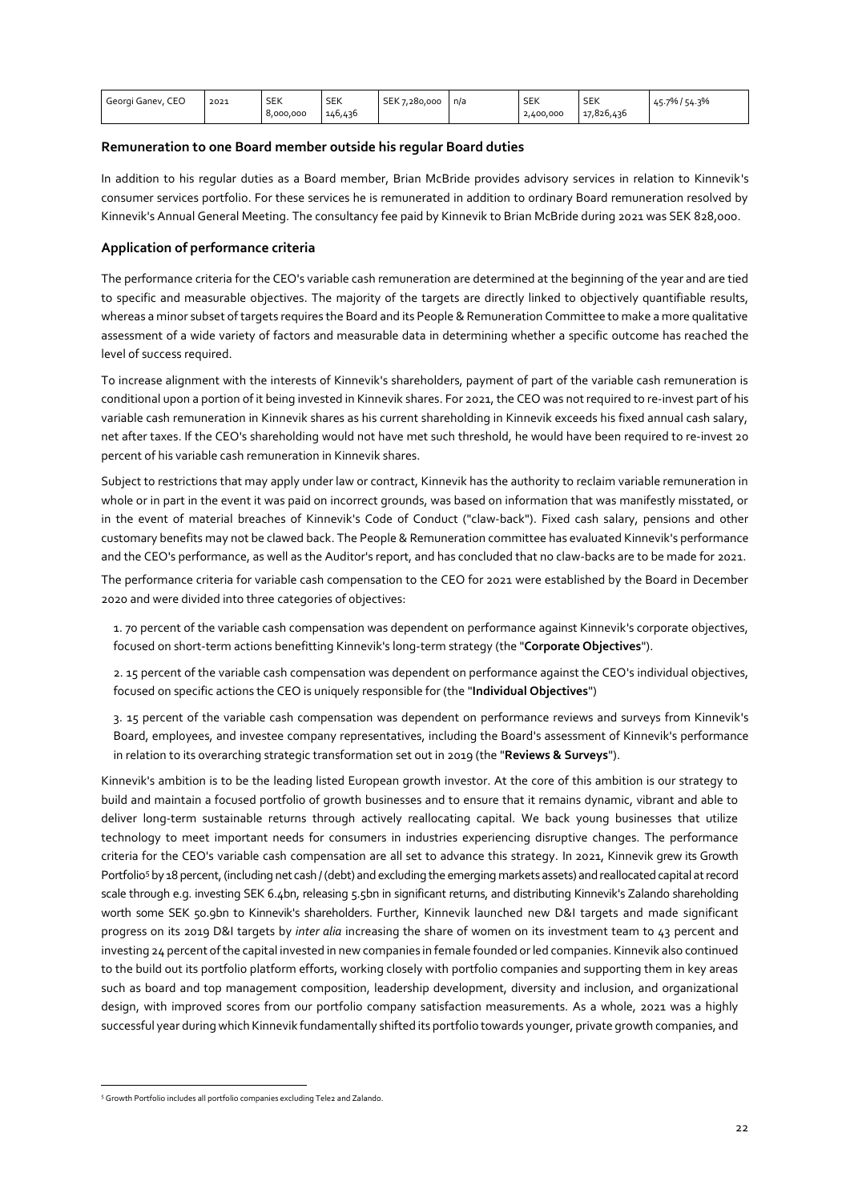| Georgi Ganev, CEO | 2021 | SEK 8,000,000 | SEK 146,436 | SEK 7,280,000 | n/a | SEK 2,400,000 | SEK 17,826,436 | 45.7% / 54.3% |
|---|---|---|---|---|---|---|---|---|

## Remuneration to one Board member outside his regular Board duties

In addition to his regular duties as a Board member, Brian McBride provides advisory services in relation to Kinnevik's consumer services portfolio. For these services he is remunerated in addition to ordinary Board remuneration resolved by Kinnevik's Annual General Meeting. The consultancy fee paid by Kinnevik to Brian McBride during 2021 was SEK 828,000.

## Application of performance criteria

The performance criteria for the CEO's variable cash remuneration are determined at the beginning of the year and are tied to specific and measurable objectives. The majority of the targets are directly linked to objectively quantifiable results, whereas a minor subset of targets requires the Board and its People & Remuneration Committee to make a more qualitative assessment of a wide variety of factors and measurable data in determining whether a specific outcome has reached the level of success required.

To increase alignment with the interests of Kinnevik's shareholders, payment of part of the variable cash remuneration is conditional upon a portion of it being invested in Kinnevik shares. For 2021, the CEO was not required to re-invest part of his variable cash remuneration in Kinnevik shares as his current shareholding in Kinnevik exceeds his fixed annual cash salary, net after taxes. If the CEO's shareholding would not have met such threshold, he would have been required to re-invest 20 percent of his variable cash remuneration in Kinnevik shares.

Subject to restrictions that may apply under law or contract, Kinnevik has the authority to reclaim variable remuneration in whole or in part in the event it was paid on incorrect grounds, was based on information that was manifestly misstated, or in the event of material breaches of Kinnevik's Code of Conduct ("claw-back"). Fixed cash salary, pensions and other customary benefits may not be clawed back. The People & Remuneration committee has evaluated Kinnevik's performance and the CEO's performance, as well as the Auditor's report, and has concluded that no claw-backs are to be made for 2021.

The performance criteria for variable cash compensation to the CEO for 2021 were established by the Board in December 2020 and were divided into three categories of objectives:

1. 70 percent of the variable cash compensation was dependent on performance against Kinnevik's corporate objectives, focused on short-term actions benefitting Kinnevik's long-term strategy (the "**Corporate Objectives**").

2. 15 percent of the variable cash compensation was dependent on performance against the CEO's individual objectives, focused on specific actions the CEO is uniquely responsible for (the "**Individual Objectives**")

3. 15 percent of the variable cash compensation was dependent on performance reviews and surveys from Kinnevik's Board, employees, and investee company representatives, including the Board's assessment of Kinnevik's performance in relation to its overarching strategic transformation set out in 2019 (the "**Reviews & Surveys**").

Kinnevik's ambition is to be the leading listed European growth investor. At the core of this ambition is our strategy to build and maintain a focused portfolio of growth businesses and to ensure that it remains dynamic, vibrant and able to deliver long-term sustainable returns through actively reallocating capital. We back young businesses that utilize technology to meet important needs for consumers in industries experiencing disruptive changes. The performance criteria for the CEO's variable cash compensation are all set to advance this strategy. In 2021, Kinnevik grew its Growth Portfolio[5] by 18 percent, (including net cash / (debt) and excluding the emerging markets assets) and reallocated capital at record scale through e.g. investing SEK 6.4bn, releasing 5.5bn in significant returns, and distributing Kinnevik's Zalando shareholding worth some SEK 50.9bn to Kinnevik's shareholders. Further, Kinnevik launched new D&I targets and made significant progress on its 2019 D&I targets by *inter alia* increasing the share of women on its investment team to 43 percent and investing 24 percent of the capital invested in new companies in female founded or led companies. Kinnevik also continued to the build out its portfolio platform efforts, working closely with portfolio companies and supporting them in key areas such as board and top management composition, leadership development, diversity and inclusion, and organizational design, with improved scores from our portfolio company satisfaction measurements. As a whole, 2021 was a highly successful year during which Kinnevik fundamentally shifted its portfolio towards younger, private growth companies, and

[5] Growth Portfolio includes all portfolio companies excluding Tele2 and Zalando.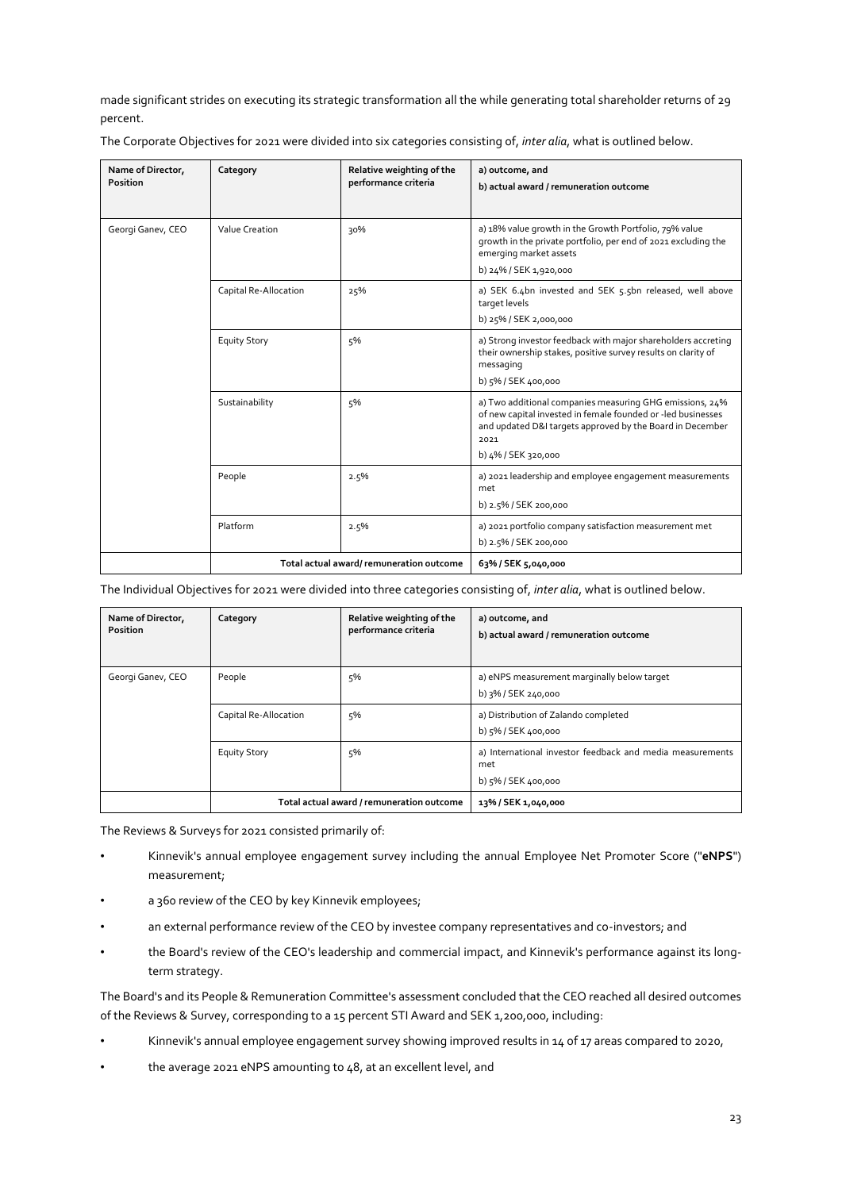made significant strides on executing its strategic transformation all the while generating total shareholder returns of 29 percent.

The Corporate Objectives for 2021 were divided into six categories consisting of, *inter alia*, what is outlined below.

| Name of Director, Position | Category | Relative weighting of the performance criteria | a) outcome, and<br>b) actual award / remuneration outcome |
|---|---|---|---|
| Georgi Ganev, CEO | Value Creation | 30% | a) 18% value growth in the Growth Portfolio, 79% value growth in the private portfolio, per end of 2021 excluding the emerging market assets<br>b) 24% / SEK 1,920,000 |
| | Capital Re-Allocation | 25% | a) SEK 6.4bn invested and SEK 5.5bn released, well above target levels<br>b) 25% / SEK 2,000,000 |
| | Equity Story | 5% | a) Strong investor feedback with major shareholders accreting their ownership stakes, positive survey results on clarity of messaging<br>b) 5% / SEK 400,000 |
| | Sustainability | 5% | a) Two additional companies measuring GHG emissions, 24% of new capital invested in female founded or -led businesses and updated D&I targets approved by the Board in December 2021<br>b) 4% / SEK 320,000 |
| | People | 2.5% | a) 2021 leadership and employee engagement measurements met<br>b) 2.5% / SEK 200,000 |
| | Platform | 2.5% | a) 2021 portfolio company satisfaction measurement met<br>b) 2.5% / SEK 200,000 |
| | Total actual award/ remuneration outcome | | **63% / SEK 5,040,000** |

The Individual Objectives for 2021 were divided into three categories consisting of, *inter alia*, what is outlined below.

| Name of Director, Position | Category | Relative weighting of the performance criteria | a) outcome, and<br>b) actual award / remuneration outcome |
|---|---|---|---|
| Georgi Ganev, CEO | People | 5% | a) eNPS measurement marginally below target<br>b) 3% / SEK 240,000 |
| | Capital Re-Allocation | 5% | a) Distribution of Zalando completed<br>b) 5% / SEK 400,000 |
| | Equity Story | 5% | a) International investor feedback and media measurements met<br>b) 5% / SEK 400,000 |
| | Total actual award / remuneration outcome | | **13% / SEK 1,040,000** |

The Reviews & Surveys for 2021 consisted primarily of:

- Kinnevik's annual employee engagement survey including the annual Employee Net Promoter Score ("**eNPS**") measurement;
- a 360 review of the CEO by key Kinnevik employees;
- an external performance review of the CEO by investee company representatives and co-investors; and
- the Board's review of the CEO's leadership and commercial impact, and Kinnevik's performance against its long-term strategy.

The Board's and its People & Remuneration Committee's assessment concluded that the CEO reached all desired outcomes of the Reviews & Survey, corresponding to a 15 percent STI Award and SEK 1,200,000, including:

- Kinnevik's annual employee engagement survey showing improved results in 14 of 17 areas compared to 2020,
- the average 2021 eNPS amounting to 48, at an excellent level, and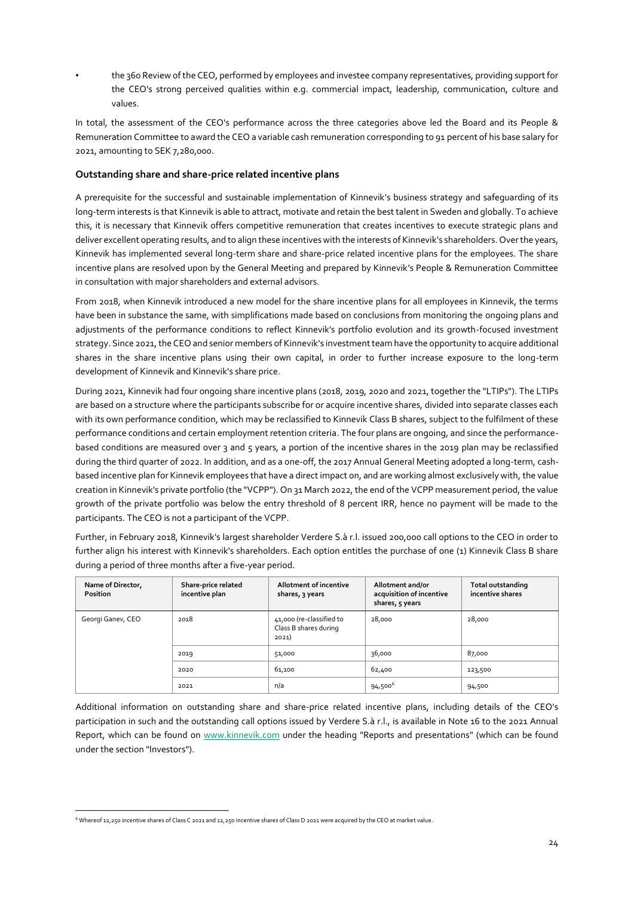- the 360 Review of the CEO, performed by employees and investee company representatives, providing support for the CEO's strong perceived qualities within e.g. commercial impact, leadership, communication, culture and values.

In total, the assessment of the CEO's performance across the three categories above led the Board and its People & Remuneration Committee to award the CEO a variable cash remuneration corresponding to 91 percent of his base salary for 2021, amounting to SEK 7,280,000.

### Outstanding share and share-price related incentive plans

A prerequisite for the successful and sustainable implementation of Kinnevik's business strategy and safeguarding of its long-term interests is that Kinnevik is able to attract, motivate and retain the best talent in Sweden and globally. To achieve this, it is necessary that Kinnevik offers competitive remuneration that creates incentives to execute strategic plans and deliver excellent operating results, and to align these incentives with the interests of Kinnevik's shareholders. Over the years, Kinnevik has implemented several long-term share and share-price related incentive plans for the employees. The share incentive plans are resolved upon by the General Meeting and prepared by Kinnevik's People & Remuneration Committee in consultation with major shareholders and external advisors.

From 2018, when Kinnevik introduced a new model for the share incentive plans for all employees in Kinnevik, the terms have been in substance the same, with simplifications made based on conclusions from monitoring the ongoing plans and adjustments of the performance conditions to reflect Kinnevik's portfolio evolution and its growth-focused investment strategy. Since 2021, the CEO and senior members of Kinnevik's investment team have the opportunity to acquire additional shares in the share incentive plans using their own capital, in order to further increase exposure to the long-term development of Kinnevik and Kinnevik's share price.

During 2021, Kinnevik had four ongoing share incentive plans (2018, 2019, 2020 and 2021, together the "LTIPs"). The LTIPs are based on a structure where the participants subscribe for or acquire incentive shares, divided into separate classes each with its own performance condition, which may be reclassified to Kinnevik Class B shares, subject to the fulfilment of these performance conditions and certain employment retention criteria. The four plans are ongoing, and since the performance-based conditions are measured over 3 and 5 years, a portion of the incentive shares in the 2019 plan may be reclassified during the third quarter of 2022. In addition, and as a one-off, the 2017 Annual General Meeting adopted a long-term, cash-based incentive plan for Kinnevik employees that have a direct impact on, and are working almost exclusively with, the value creation in Kinnevik's private portfolio (the "VCPP"). On 31 March 2022, the end of the VCPP measurement period, the value growth of the private portfolio was below the entry threshold of 8 percent IRR, hence no payment will be made to the participants. The CEO is not a participant of the VCPP.

Further, in February 2018, Kinnevik's largest shareholder Verdere S.à r.l. issued 200,000 call options to the CEO in order to further align his interest with Kinnevik's shareholders. Each option entitles the purchase of one (1) Kinnevik Class B share during a period of three months after a five-year period.

| Name of Director, Position | Share-price related incentive plan | Allotment of incentive shares, 3 years | Allotment and/or acquisition of incentive shares, 5 years | Total outstanding incentive shares |
|---|---|---|---|---|
| Georgi Ganev, CEO | 2018 | 41,000 (re-classified to Class B shares during 2021) | 28,000 | 28,000 |
| | 2019 | 51,000 | 36,000 | 87,000 |
| | 2020 | 61,100 | 62,400 | 123,500 |
| | 2021 | n/a | 94,500[6] | 94,500 |

Additional information on outstanding share and share-price related incentive plans, including details of the CEO's participation in such and the outstanding call options issued by Verdere S.à r.l., is available in Note 16 to the 2021 Annual Report, which can be found on www.kinnevik.com under the heading "Reports and presentations" (which can be found under the section "Investors").

[6] Whereof 12,250 incentive shares of Class C 2021 and 12,250 incentive shares of Class D 2021 were acquired by the CEO at market value.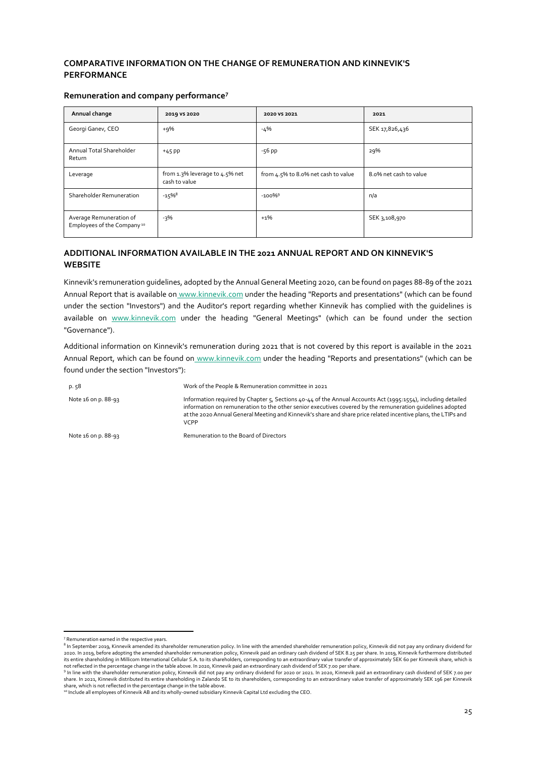## COMPARATIVE INFORMATION ON THE CHANGE OF REMUNERATION AND KINNEVIK'S PERFORMANCE

### Remuneration and company performance[7]

| Annual change | 2019 vs 2020 | 2020 vs 2021 | 2021 |
|---|---|---|---|
| Georgi Ganev, CEO | +9% | -4% | SEK 17,826,436 |
| Annual Total Shareholder Return | +45 pp | -56 pp | 29% |
| Leverage | from 1.3% leverage to 4.5% net cash to value | from 4.5% to 8.0% net cash to value | 8.0% net cash to value |
| Shareholder Remuneration | -15%[8] | -100%[9] | n/a |
| Average Remuneration of Employees of the Company[10] | -3% | +1% | SEK 3,108,970 |

## ADDITIONAL INFORMATION AVAILABLE IN THE 2021 ANNUAL REPORT AND ON KINNEVIK'S WEBSITE

Kinnevik's remuneration guidelines, adopted by the Annual General Meeting 2020, can be found on pages 88-89 of the 2021 Annual Report that is available on www.kinnevik.com under the heading "Reports and presentations" (which can be found under the section "Investors") and the Auditor's report regarding whether Kinnevik has complied with the guidelines is available on www.kinnevik.com under the heading "General Meetings" (which can be found under the section "Governance").

Additional information on Kinnevik's remuneration during 2021 that is not covered by this report is available in the 2021 Annual Report, which can be found on www.kinnevik.com under the heading "Reports and presentations" (which can be found under the section "Investors"):

| | |
|---|---|
| p. 58 | Work of the People & Remuneration committee in 2021 |
| Note 16 on p. 88-93 | Information required by Chapter 5, Sections 40-44 of the Annual Accounts Act (1995:1554), including detailed information on remuneration to the other senior executives covered by the remuneration guidelines adopted at the 2020 Annual General Meeting and Kinnevik's share and share price related incentive plans, the LTIPs and VCPP |
| Note 16 on p. 88-93 | Remuneration to the Board of Directors |

[7] Remuneration earned in the respective years.

[8] In September 2019, Kinnevik amended its shareholder remuneration policy. In line with the amended shareholder remuneration policy, Kinnevik did not pay any ordinary dividend for 2020. In 2019, before adopting the amended shareholder remuneration policy, Kinnevik paid an ordinary cash dividend of SEK 8.25 per share. In 2019, Kinnevik furthermore distributed its entire shareholding in Millicom International Cellular S.A. to its shareholders, corresponding to an extraordinary value transfer of approximately SEK 60 per Kinnevik share, which is not reflected in the percentage change in the table above. In 2020, Kinnevik paid an extraordinary cash dividend of SEK 7.00 per share.

[9] In line with the shareholder remuneration policy, Kinnevik did not pay any ordinary dividend for 2020 or 2021. In 2020, Kinnevik paid an extraordinary cash dividend of SEK 7.00 per share. In 2021, Kinnevik distributed its entire shareholding in Zalando SE to its shareholders, corresponding to an extraordinary value transfer of approximately SEK 196 per Kinnevik share, which is not reflected in the percentage change in the table above.

[10] Include all employees of Kinnevik AB and its wholly-owned subsidiary Kinnevik Capital Ltd excluding the CEO.